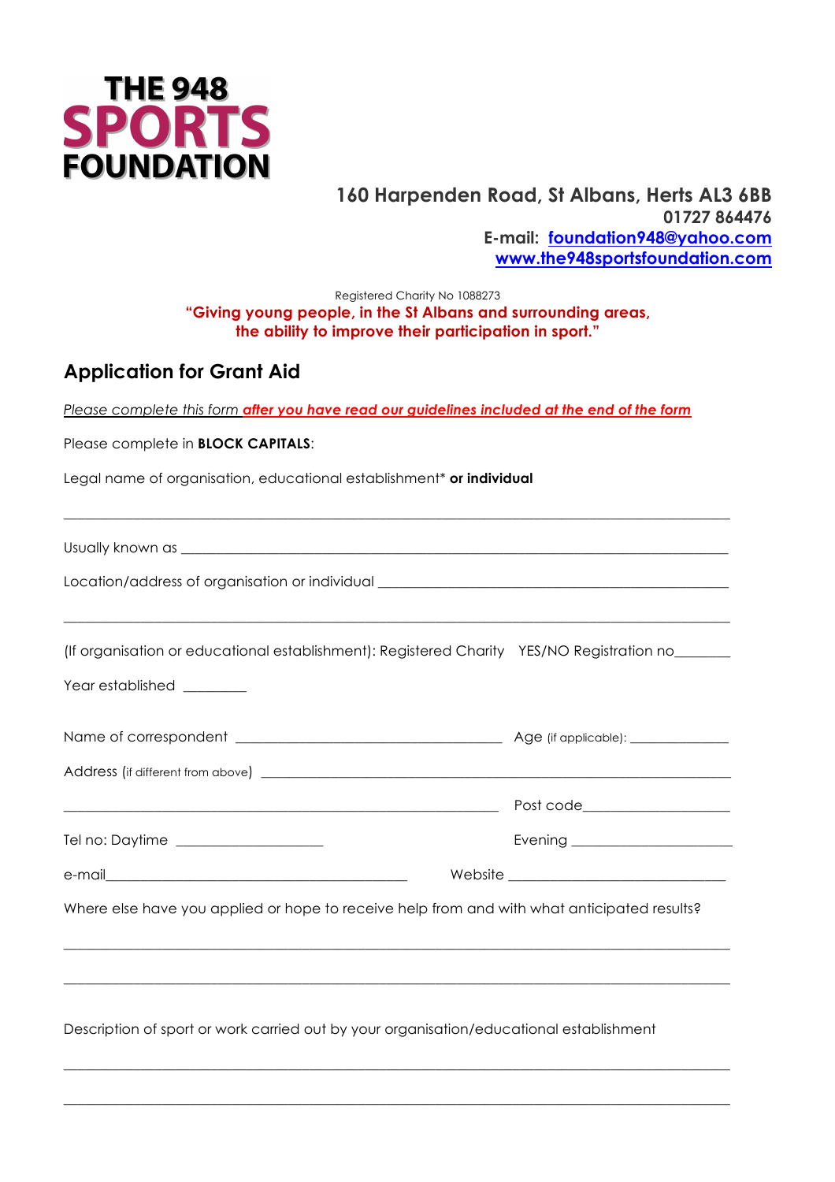# THE 948 SPORTS FOUNDATION

**160 Harpenden Road, St Albans, Herts AL3 6BB**
**01727 864476**
**E-mail: foundation948@yahoo.com**
**www.the948sportsfoundation.com**

Registered Charity No 1088273

**"Giving young people, in the St Albans and surrounding areas, the ability to improve their participation in sport."**

## Application for Grant Aid

*Please complete this form after you have read our guidelines included at the end of the form*

Please complete in **BLOCK CAPITALS**:

Legal name of organisation, educational establishment* **or individual**

_______________________________________________________________________________

Usually known as ______________________________________________________________

Location/address of organisation or individual ___________________________________

_______________________________________________________________________________

(If organisation or educational establishment): Registered Charity YES/NO Registration no_______

Year established ________

Name of correspondent ___________________________________ Age (if applicable): ______________

Address (if different from above) ______________________________________________________

_____________________________________________________________ Post code___________________

Tel no: Daytime ____________________ Evening _____________________

e-mail___________________________________________ Website ______________________________

Where else have you applied or hope to receive help from and with what anticipated results?

_______________________________________________________________________________

_______________________________________________________________________________

Description of sport or work carried out by your organisation/educational establishment

_______________________________________________________________________________

_______________________________________________________________________________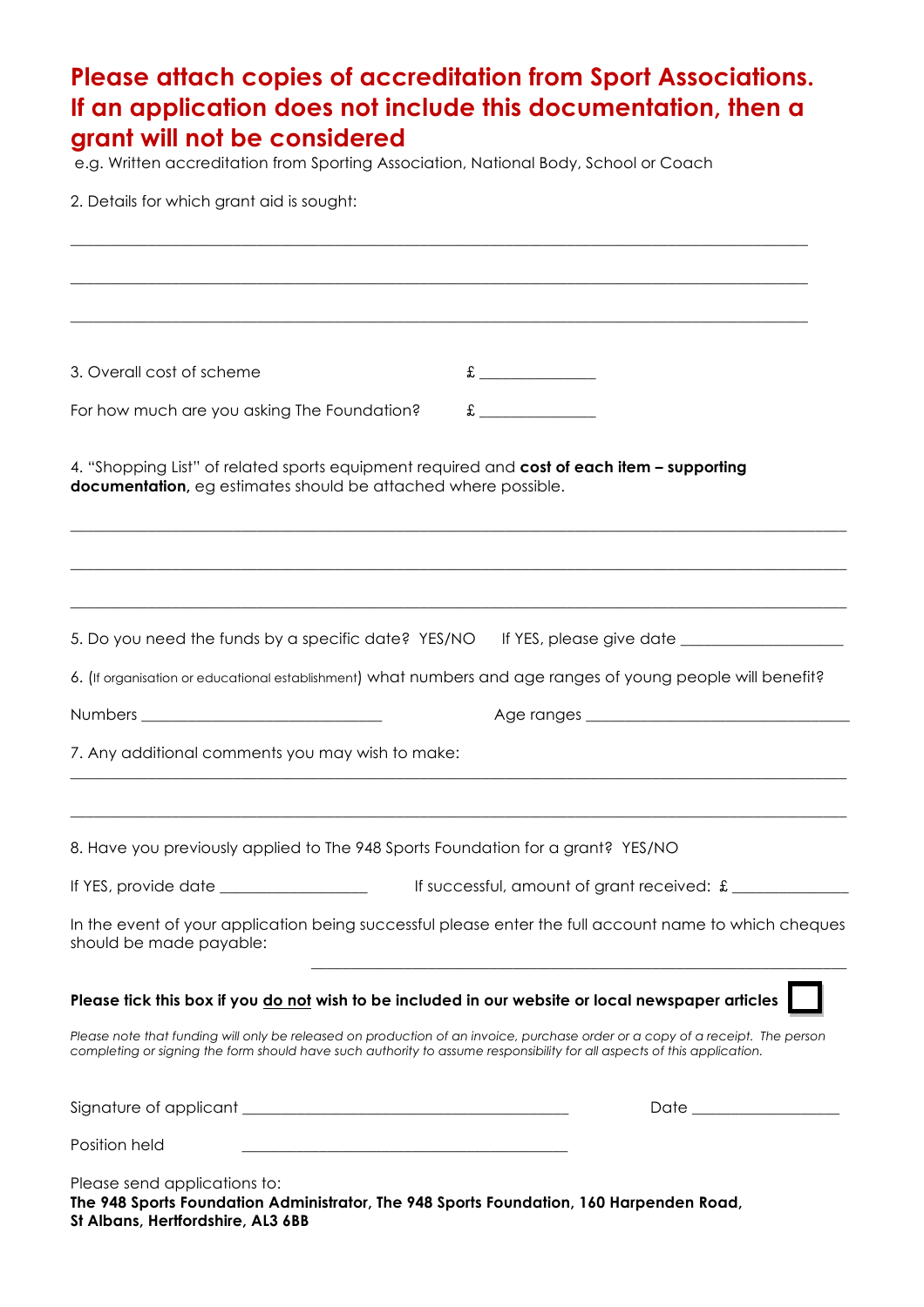**Please attach copies of accreditation from Sport Associations. If an application does not include this documentation, then a grant will not be considered**

e.g. Written accreditation from Sporting Association, National Body, School or Coach

2. Details for which grant aid is sought:

\_\_\_\_\_\_\_\_\_\_\_\_\_\_\_\_\_\_\_\_\_\_\_\_\_\_\_\_\_\_\_\_\_\_\_\_\_\_\_\_\_\_\_\_\_\_\_\_\_\_\_\_\_\_\_\_\_\_\_\_\_\_\_\_\_\_\_\_\_\_\_\_\_\_\_\_\_\_

\_\_\_\_\_\_\_\_\_\_\_\_\_\_\_\_\_\_\_\_\_\_\_\_\_\_\_\_\_\_\_\_\_\_\_\_\_\_\_\_\_\_\_\_\_\_\_\_\_\_\_\_\_\_\_\_\_\_\_\_\_\_\_\_\_\_\_\_\_\_\_\_\_\_\_\_\_\_

\_\_\_\_\_\_\_\_\_\_\_\_\_\_\_\_\_\_\_\_\_\_\_\_\_\_\_\_\_\_\_\_\_\_\_\_\_\_\_\_\_\_\_\_\_\_\_\_\_\_\_\_\_\_\_\_\_\_\_\_\_\_\_\_\_\_\_\_\_\_\_\_\_\_\_\_\_\_

3. Overall cost of scheme £ \_\_\_\_\_\_\_\_\_\_\_\_\_\_

For how much are you asking The Foundation? £ \_\_\_\_\_\_\_\_\_\_\_\_\_\_

4. "Shopping List" of related sports equipment required and **cost of each item – supporting documentation,** eg estimates should be attached where possible.

\_\_\_\_\_\_\_\_\_\_\_\_\_\_\_\_\_\_\_\_\_\_\_\_\_\_\_\_\_\_\_\_\_\_\_\_\_\_\_\_\_\_\_\_\_\_\_\_\_\_\_\_\_\_\_\_\_\_\_\_\_\_\_\_\_\_\_\_\_\_\_\_\_\_\_\_\_\_

\_\_\_\_\_\_\_\_\_\_\_\_\_\_\_\_\_\_\_\_\_\_\_\_\_\_\_\_\_\_\_\_\_\_\_\_\_\_\_\_\_\_\_\_\_\_\_\_\_\_\_\_\_\_\_\_\_\_\_\_\_\_\_\_\_\_\_\_\_\_\_\_\_\_\_\_\_\_

\_\_\_\_\_\_\_\_\_\_\_\_\_\_\_\_\_\_\_\_\_\_\_\_\_\_\_\_\_\_\_\_\_\_\_\_\_\_\_\_\_\_\_\_\_\_\_\_\_\_\_\_\_\_\_\_\_\_\_\_\_\_\_\_\_\_\_\_\_\_\_\_\_\_\_\_\_\_

5. Do you need the funds by a specific date? YES/NO If YES, please give date \_\_\_\_\_\_\_\_\_\_\_\_\_\_\_\_\_\_

6. (If organisation or educational establishment) what numbers and age ranges of young people will benefit?

Numbers \_\_\_\_\_\_\_\_\_\_\_\_\_\_\_\_\_\_\_\_\_\_\_\_\_\_\_\_ Age ranges \_\_\_\_\_\_\_\_\_\_\_\_\_\_\_\_\_\_\_\_\_\_\_\_\_\_\_\_\_\_

7. Any additional comments you may wish to make:

\_\_\_\_\_\_\_\_\_\_\_\_\_\_\_\_\_\_\_\_\_\_\_\_\_\_\_\_\_\_\_\_\_\_\_\_\_\_\_\_\_\_\_\_\_\_\_\_\_\_\_\_\_\_\_\_\_\_\_\_\_\_\_\_\_\_\_\_\_\_\_\_\_\_\_\_\_\_

\_\_\_\_\_\_\_\_\_\_\_\_\_\_\_\_\_\_\_\_\_\_\_\_\_\_\_\_\_\_\_\_\_\_\_\_\_\_\_\_\_\_\_\_\_\_\_\_\_\_\_\_\_\_\_\_\_\_\_\_\_\_\_\_\_\_\_\_\_\_\_\_\_\_\_\_\_\_

8. Have you previously applied to The 948 Sports Foundation for a grant? YES/NO

If YES, provide date \_\_\_\_\_\_\_\_\_\_\_\_\_\_\_\_\_ If successful, amount of grant received: £ \_\_\_\_\_\_\_\_\_\_\_\_\_\_

In the event of your application being successful please enter the full account name to which cheques should be made payable:

\_\_\_\_\_\_\_\_\_\_\_\_\_\_\_\_\_\_\_\_\_\_\_\_\_\_\_\_\_\_\_\_\_\_\_\_\_\_\_\_\_\_\_\_\_\_\_\_\_\_\_\_\_\_\_\_\_\_\_\_

**Please tick this box if you do not wish to be included in our website or local newspaper articles** ☐

*Please note that funding will only be released on production of an invoice, purchase order or a copy of a receipt. The person completing or signing the form should have such authority to assume responsibility for all aspects of this application.*

Signature of applicant \_\_\_\_\_\_\_\_\_\_\_\_\_\_\_\_\_\_\_\_\_\_\_\_\_\_\_\_\_\_\_\_\_\_\_\_\_\_ Date \_\_\_\_\_\_\_\_\_\_\_\_\_\_\_\_\_

Position held \_\_\_\_\_\_\_\_\_\_\_\_\_\_\_\_\_\_\_\_\_\_\_\_\_\_\_\_\_\_\_\_\_\_\_\_\_\_

Please send applications to:
**The 948 Sports Foundation Administrator, The 948 Sports Foundation, 160 Harpenden Road, St Albans, Hertfordshire, AL3 6BB**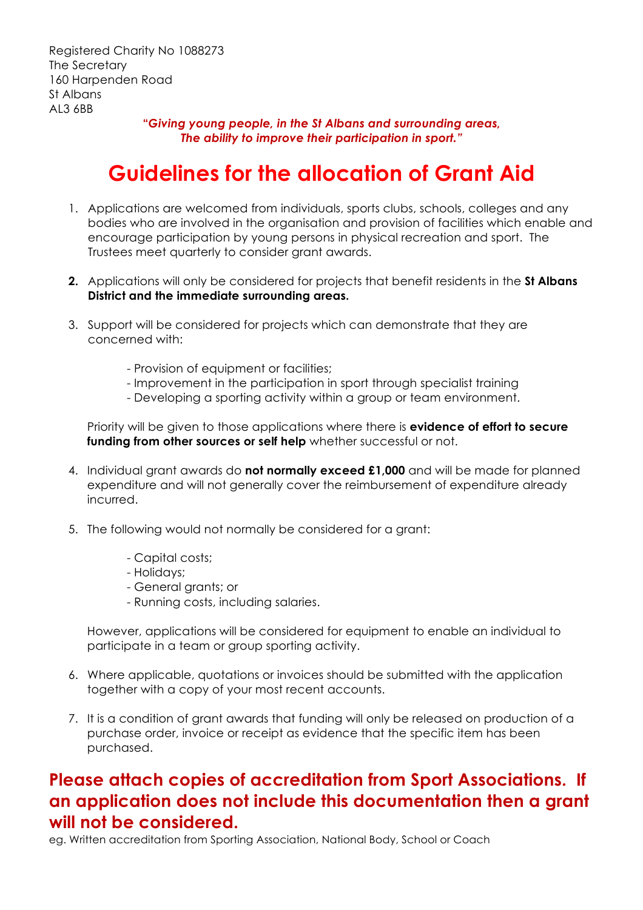Registered Charity No 1088273
The Secretary
160 Harpenden Road
St Albans
AL3 6BB

***"Giving young people, in the St Albans and surrounding areas, The ability to improve their participation in sport."***

# Guidelines for the allocation of Grant Aid

1. Applications are welcomed from individuals, sports clubs, schools, colleges and any bodies who are involved in the organisation and provision of facilities which enable and encourage participation by young persons in physical recreation and sport. The Trustees meet quarterly to consider grant awards.

2. Applications will only be considered for projects that benefit residents in the **St Albans District and the immediate surrounding areas.**

3. Support will be considered for projects which can demonstrate that they are concerned with:

   - Provision of equipment or facilities;
   - Improvement in the participation in sport through specialist training
   - Developing a sporting activity within a group or team environment.

   Priority will be given to those applications where there is **evidence of effort to secure funding from other sources or self help** whether successful or not.

4. Individual grant awards do **not normally exceed £1,000** and will be made for planned expenditure and will not generally cover the reimbursement of expenditure already incurred.

5. The following would not normally be considered for a grant:

   - Capital costs;
   - Holidays;
   - General grants; or
   - Running costs, including salaries.

   However, applications will be considered for equipment to enable an individual to participate in a team or group sporting activity.

6. Where applicable, quotations or invoices should be submitted with the application together with a copy of your most recent accounts.

7. It is a condition of grant awards that funding will only be released on production of a purchase order, invoice or receipt as evidence that the specific item has been purchased.

## Please attach copies of accreditation from Sport Associations. If an application does not include this documentation then a grant will not be considered.

eg. Written accreditation from Sporting Association, National Body, School or Coach